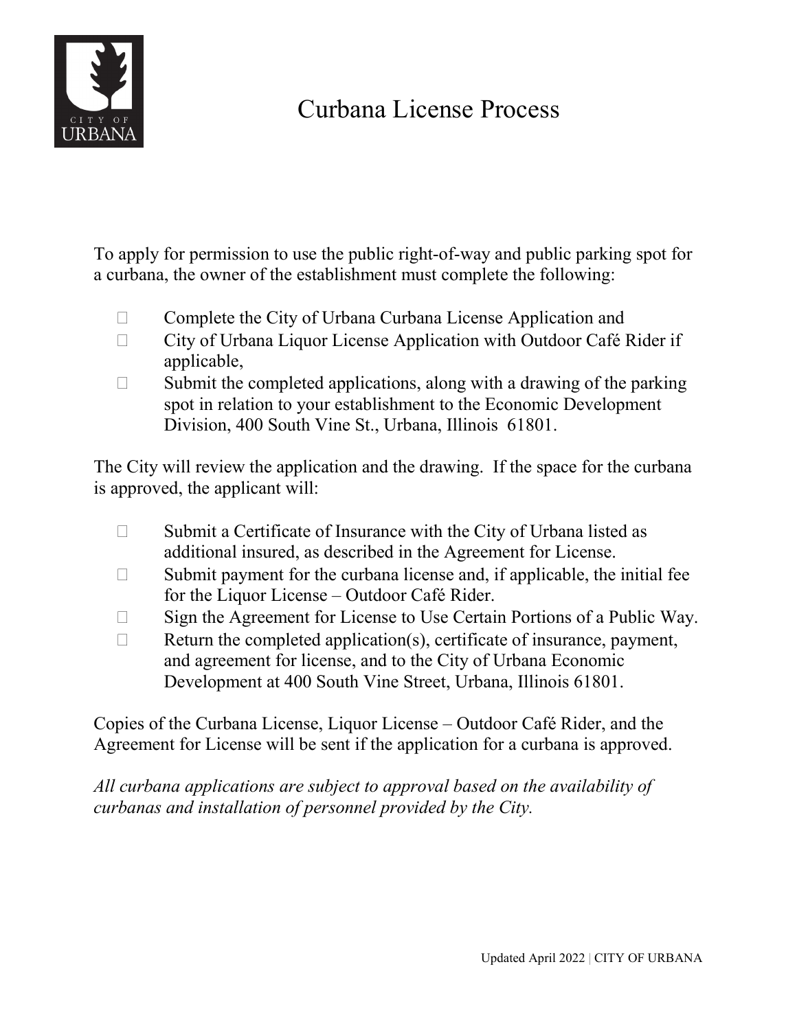# Curbana License Process

To apply for permission to use the public right-of-way and public parking spot for a curbana, the owner of the establishment must complete the following:

- Complete the City of Urbana Curbana License Application and
- City of Urbana Liquor License Application with Outdoor Café Rider if applicable,
- Submit the completed applications, along with a drawing of the parking spot in relation to your establishment to the Economic Development Division, 400 South Vine St., Urbana, Illinois 61801.

The City will review the application and the drawing. If the space for the curbana is approved, the applicant will:

- Submit a Certificate of Insurance with the City of Urbana listed as additional insured, as described in the Agreement for License.
- Submit payment for the curbana license and, if applicable, the initial fee for the Liquor License – Outdoor Café Rider.
- Sign the Agreement for License to Use Certain Portions of a Public Way.
- Return the completed application(s), certificate of insurance, payment, and agreement for license, and to the City of Urbana Economic Development at 400 South Vine Street, Urbana, Illinois 61801.

Copies of the Curbana License, Liquor License – Outdoor Café Rider, and the Agreement for License will be sent if the application for a curbana is approved.

*All curbana applications are subject to approval based on the availability of curbanas and installation of personnel provided by the City.*

Updated April 2022 | CITY OF URBANA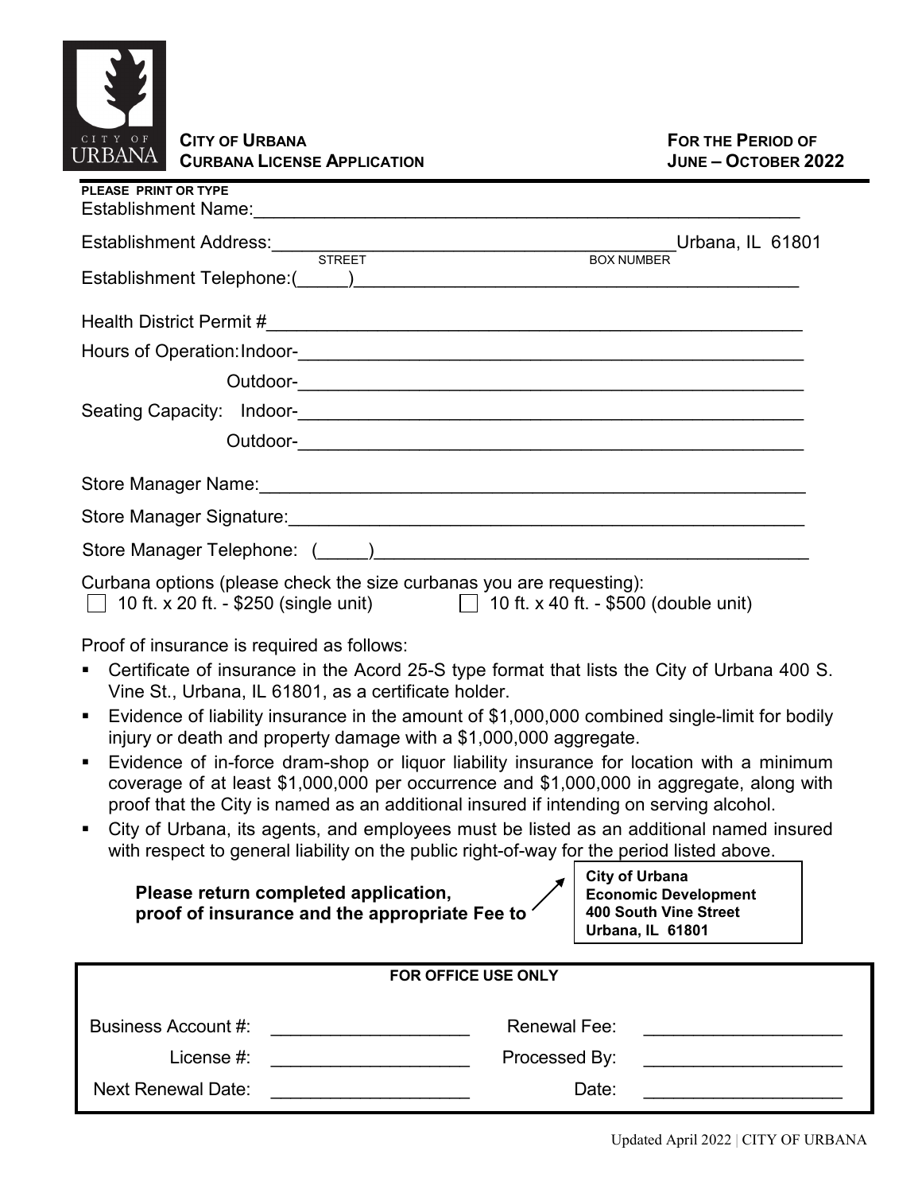**CITY OF URBANA**
**CURBANA LICENSE APPLICATION**

**FOR THE PERIOD OF**
**JUNE – OCTOBER 2022**

**PLEASE PRINT OR TYPE**

Establishment Name:_______________________________________________________

Establishment Address:_____________________________________Urbana, IL 61801
STREET BOX NUMBER

Establishment Telephone:(_____)____________________________________________

Health District Permit #_____________________________________________________

Hours of Operation: Indoor-__________________________________________________

Outdoor-__________________________________________________

Seating Capacity: Indoor-__________________________________________________

Outdoor-__________________________________________________

Store Manager Name:______________________________________________________

Store Manager Signature:___________________________________________________

Store Manager Telephone: (_____)____________________________________________

Curbana options (please check the size curbanas you are requesting):

☐ 10 ft. x 20 ft. - $250 (single unit) ☐ 10 ft. x 40 ft. - $500 (double unit)

Proof of insurance is required as follows:

- Certificate of insurance in the Acord 25-S type format that lists the City of Urbana 400 S. Vine St., Urbana, IL 61801, as a certificate holder.
- Evidence of liability insurance in the amount of $1,000,000 combined single-limit for bodily injury or death and property damage with a $1,000,000 aggregate.
- Evidence of in-force dram-shop or liquor liability insurance for location with a minimum coverage of at least $1,000,000 per occurrence and $1,000,000 in aggregate, along with proof that the City is named as an additional insured if intending on serving alcohol.
- City of Urbana, its agents, and employees must be listed as an additional named insured with respect to general liability on the public right-of-way for the period listed above.

**Please return completed application, proof of insurance and the appropriate Fee to**

**City of Urbana**
**Economic Development**
**400 South Vine Street**
**Urbana, IL 61801**

**FOR OFFICE USE ONLY**

| | | | |
|---|---|---|---|
| Business Account #: | ____________________ | Renewal Fee: | ____________________ |
| License #: | ____________________ | Processed By: | ____________________ |
| Next Renewal Date: | ____________________ | Date: | ____________________ |

Updated April 2022 | CITY OF URBANA